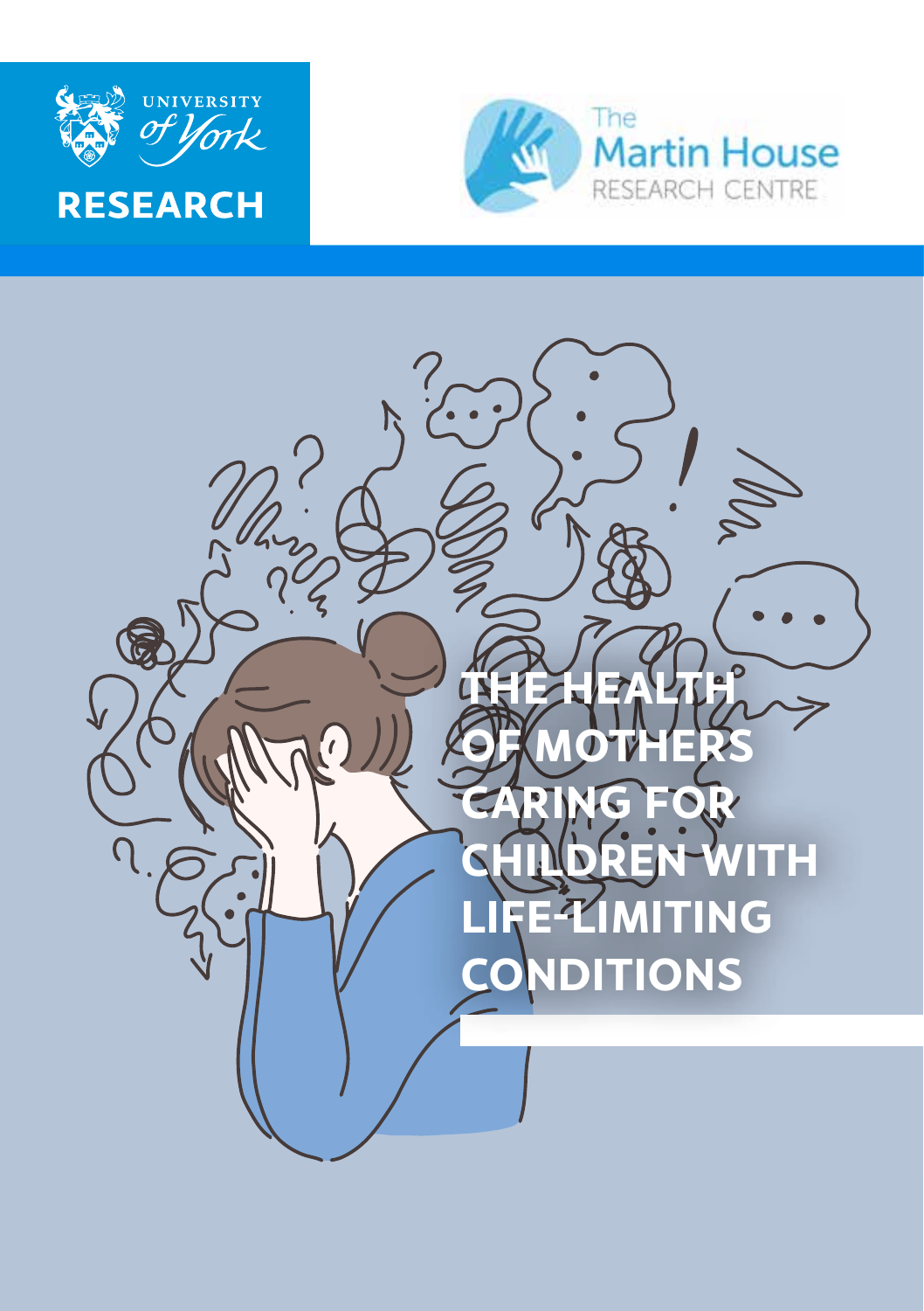UNIVERSITY of York

RESEARCH

The Martin House RESEARCH CENTRE

# THE HEALTH OF MOTHERS CARING FOR CHILDREN WITH LIFE-LIMITING CONDITIONS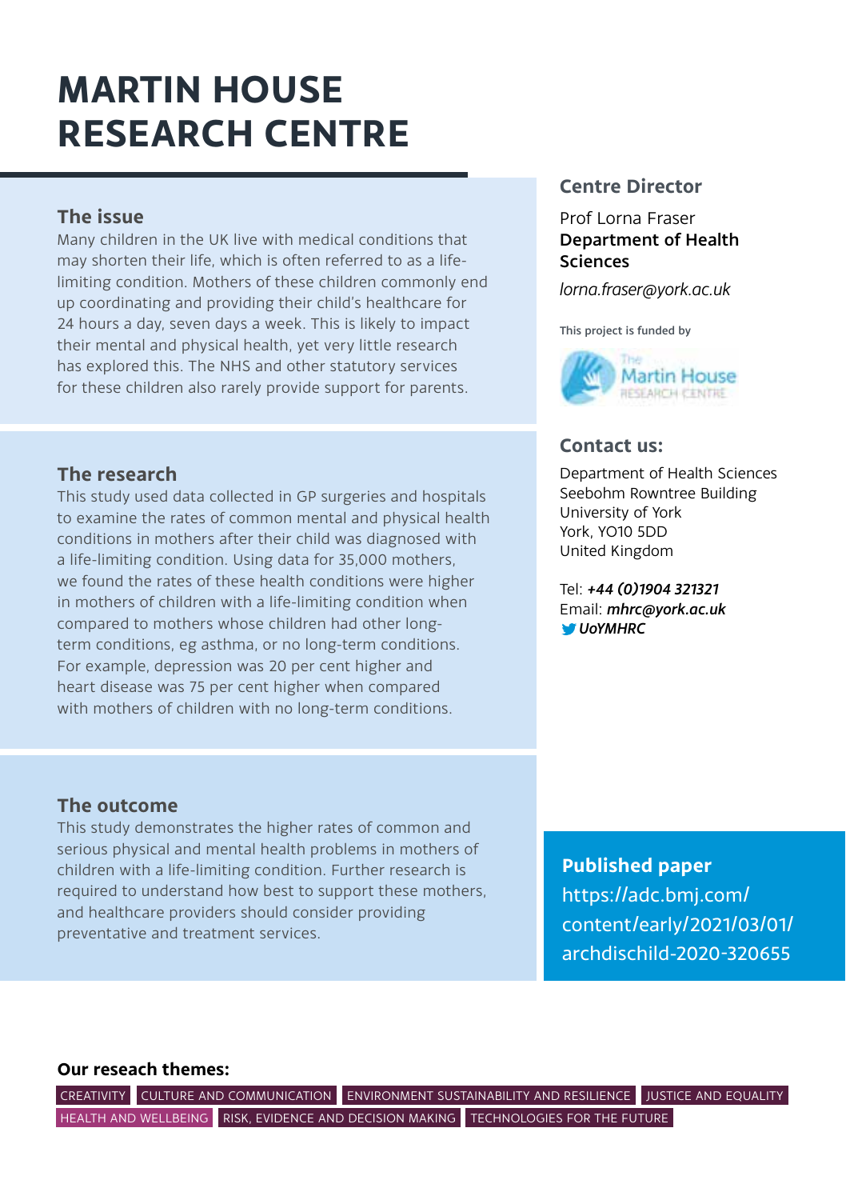# MARTIN HOUSE RESEARCH CENTRE

## The issue

Many children in the UK live with medical conditions that may shorten their life, which is often referred to as a life-limiting condition. Mothers of these children commonly end up coordinating and providing their child's healthcare for 24 hours a day, seven days a week. This is likely to impact their mental and physical health, yet very little research has explored this. The NHS and other statutory services for these children also rarely provide support for parents.

## The research

This study used data collected in GP surgeries and hospitals to examine the rates of common mental and physical health conditions in mothers after their child was diagnosed with a life-limiting condition. Using data for 35,000 mothers, we found the rates of these health conditions were higher in mothers of children with a life-limiting condition when compared to mothers whose children had other long-term conditions, eg asthma, or no long-term conditions. For example, depression was 20 per cent higher and heart disease was 75 per cent higher when compared with mothers of children with no long-term conditions.

## The outcome

This study demonstrates the higher rates of common and serious physical and mental health problems in mothers of children with a life-limiting condition. Further research is required to understand how best to support these mothers, and healthcare providers should consider providing preventative and treatment services.

## Centre Director

Prof Lorna Fraser
**Department of Health Sciences**

*lorna.fraser@york.ac.uk*

This project is funded by

The Martin House Research Centre

## Contact us:

Department of Health Sciences
Seebohm Rowntree Building
University of York
York, YO10 5DD
United Kingdom

Tel: ***+44 (0)1904 321321***
Email: ***mhrc@york.ac.uk***
***UoYMHRC***

**Published paper**
https://adc.bmj.com/content/early/2021/03/01/archdischild-2020-320655

**Our reseach themes:**

CREATIVITY | CULTURE AND COMMUNICATION | ENVIRONMENT SUSTAINABILITY AND RESILIENCE | JUSTICE AND EQUALITY | HEALTH AND WELLBEING | RISK, EVIDENCE AND DECISION MAKING | TECHNOLOGIES FOR THE FUTURE